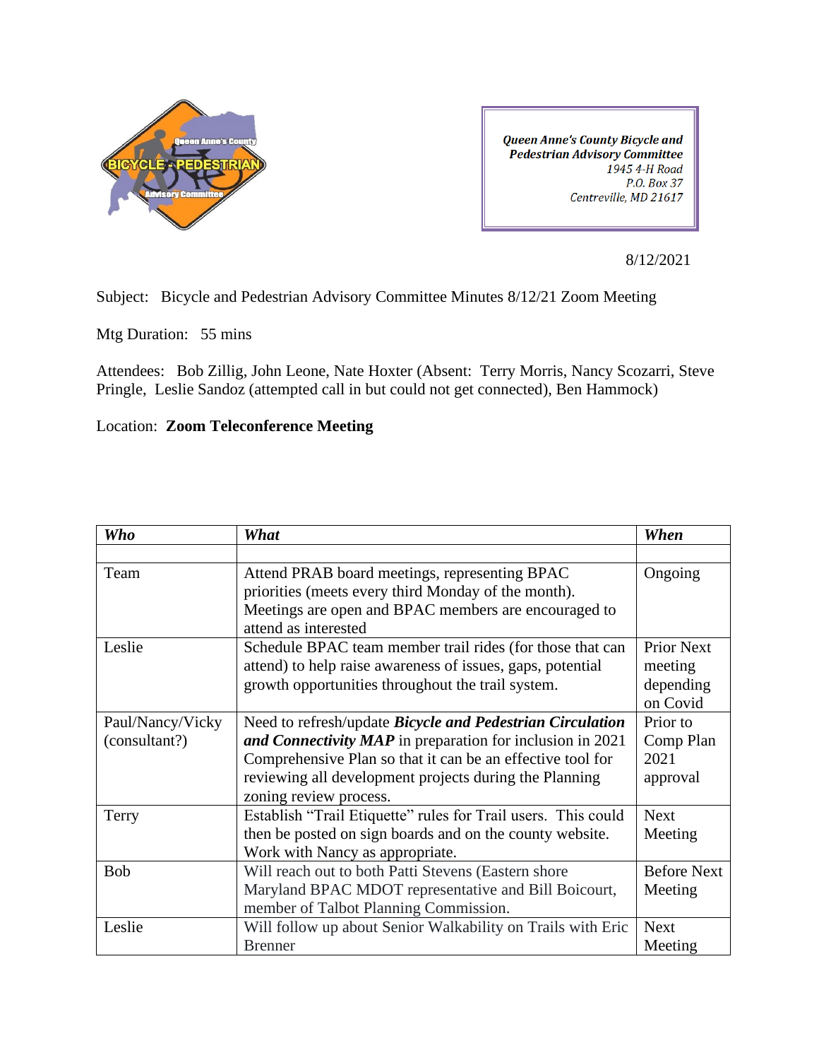**Queen Anne's County Bicycle and Pedestrian Advisory Committee**
*1945 4-H Road*
*P.O. Box 37*
*Centreville, MD 21617*

8/12/2021

Subject: Bicycle and Pedestrian Advisory Committee Minutes 8/12/21 Zoom Meeting

Mtg Duration: 55 mins

Attendees: Bob Zillig, John Leone, Nate Hoxter (Absent: Terry Morris, Nancy Scozarri, Steve Pringle, Leslie Sandoz (attempted call in but could not get connected), Ben Hammock)

Location: **Zoom Teleconference Meeting**

| ***Who*** | ***What*** | ***When*** |
|---|---|---|
| | | |
| Team | Attend PRAB board meetings, representing BPAC priorities (meets every third Monday of the month). Meetings are open and BPAC members are encouraged to attend as interested | Ongoing |
| Leslie | Schedule BPAC team member trail rides (for those that can attend) to help raise awareness of issues, gaps, potential growth opportunities throughout the trail system. | Prior Next meeting depending on Covid |
| Paul/Nancy/Vicky (consultant?) | Need to refresh/update ***Bicycle and Pedestrian Circulation and Connectivity MAP*** in preparation for inclusion in 2021 Comprehensive Plan so that it can be an effective tool for reviewing all development projects during the Planning zoning review process. | Prior to Comp Plan 2021 approval |
| Terry | Establish "Trail Etiquette" rules for Trail users. This could then be posted on sign boards and on the county website. Work with Nancy as appropriate. | Next Meeting |
| Bob | Will reach out to both Patti Stevens (Eastern shore Maryland BPAC MDOT representative and Bill Boicourt, member of Talbot Planning Commission. | Before Next Meeting |
| Leslie | Will follow up about Senior Walkability on Trails with Eric Brenner | Next Meeting |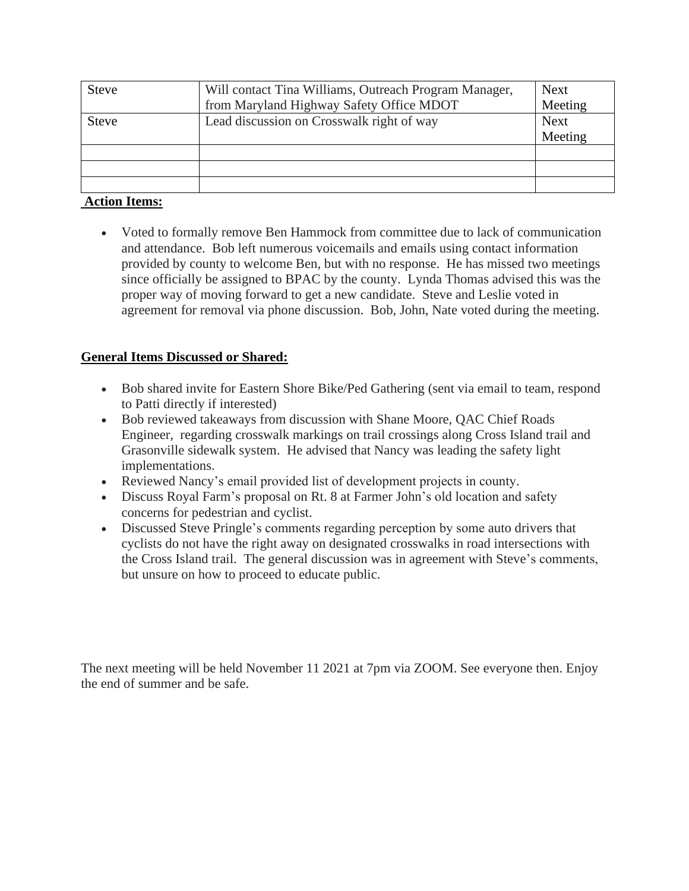| | | |
|---|---|---|
| Steve | Will contact Tina Williams, Outreach Program Manager, from Maryland Highway Safety Office MDOT | Next Meeting |
| Steve | Lead discussion on Crosswalk right of way | Next Meeting |
| | | |
| | | |
| | | |

**Action Items:**

- Voted to formally remove Ben Hammock from committee due to lack of communication and attendance. Bob left numerous voicemails and emails using contact information provided by county to welcome Ben, but with no response. He has missed two meetings since officially be assigned to BPAC by the county. Lynda Thomas advised this was the proper way of moving forward to get a new candidate. Steve and Leslie voted in agreement for removal via phone discussion. Bob, John, Nate voted during the meeting.

**General Items Discussed or Shared:**

- Bob shared invite for Eastern Shore Bike/Ped Gathering (sent via email to team, respond to Patti directly if interested)
- Bob reviewed takeaways from discussion with Shane Moore, QAC Chief Roads Engineer, regarding crosswalk markings on trail crossings along Cross Island trail and Grasonville sidewalk system. He advised that Nancy was leading the safety light implementations.
- Reviewed Nancy's email provided list of development projects in county.
- Discuss Royal Farm's proposal on Rt. 8 at Farmer John's old location and safety concerns for pedestrian and cyclist.
- Discussed Steve Pringle's comments regarding perception by some auto drivers that cyclists do not have the right away on designated crosswalks in road intersections with the Cross Island trail. The general discussion was in agreement with Steve's comments, but unsure on how to proceed to educate public.

The next meeting will be held November 11 2021 at 7pm via ZOOM. See everyone then. Enjoy the end of summer and be safe.